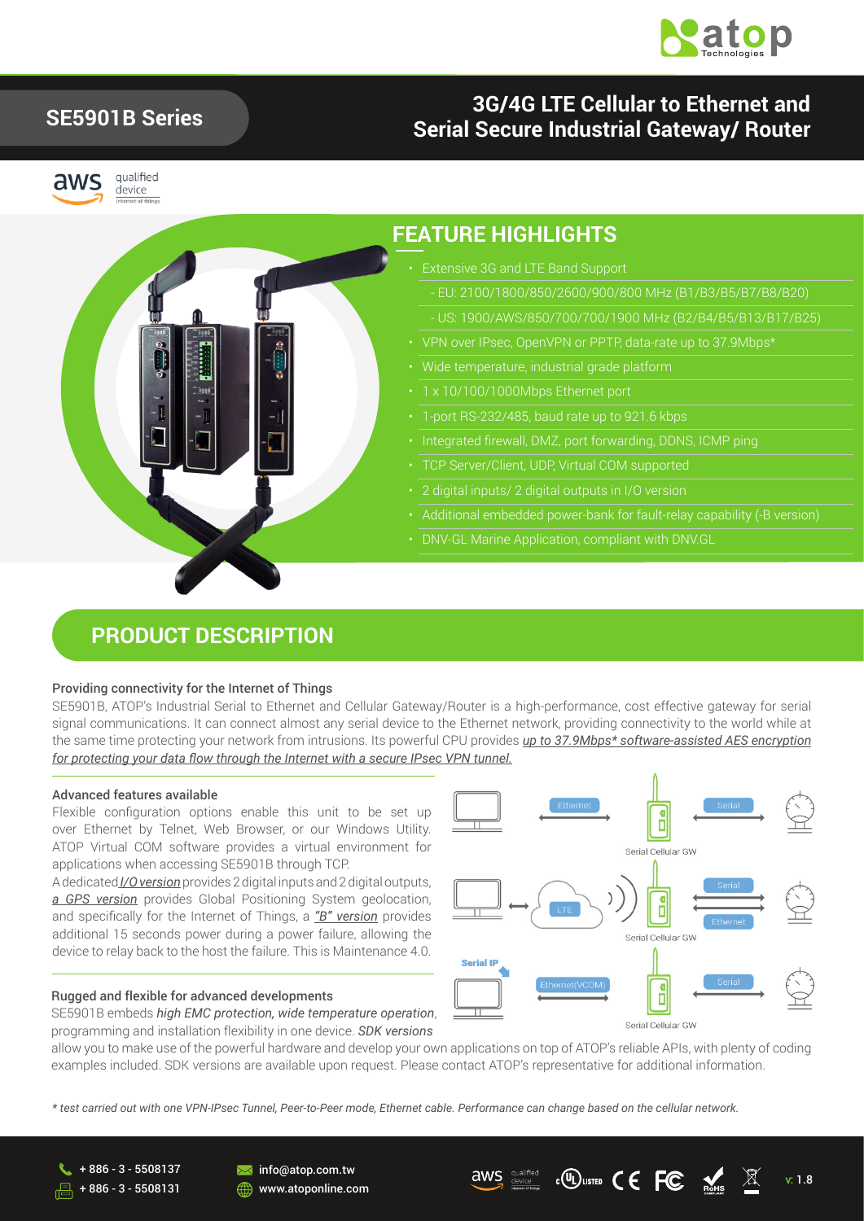# SE5901B Series

## 3G/4G LTE Cellular to Ethernet and Serial Secure Industrial Gateway/ Router

## FEATURE HIGHLIGHTS

- Extensive 3G and LTE Band Support
  - EU: 2100/1800/850/2600/900/800 MHz (B1/B3/B5/B7/B8/B20)
  - US: 1900/AWS/850/700/700/1900 MHz (B2/B4/B5/B13/B17/B25)
- VPN over IPsec, OpenVPN or PPTP, data-rate up to 37.9Mbps*
- Wide temperature, industrial grade platform
- 1 x 10/100/1000Mbps Ethernet port
- 1-port RS-232/485, baud rate up to 921.6 kbps
- Integrated firewall, DMZ, port forwarding, DDNS, ICMP ping
- TCP Server/Client, UDP, Virtual COM supported
- 2 digital inputs/ 2 digital outputs in I/O version
- Additional embedded power-bank for fault-relay capability (-B version)
- DNV-GL Marine Application, compliant with DNV.GL

## PRODUCT DESCRIPTION

### Providing connectivity for the Internet of Things

SE5901B, ATOP's Industrial Serial to Ethernet and Cellular Gateway/Router is a high-performance, cost effective gateway for serial signal communications. It can connect almost any serial device to the Ethernet network, providing connectivity to the world while at the same time protecting your network from intrusions. Its powerful CPU provides *up to 37.9Mbps* software-assisted AES encryption for protecting your data flow through the Internet with a secure IPsec VPN tunnel.*

### Advanced features available

Flexible configuration options enable this unit to be set up over Ethernet by Telnet, Web Browser, or our Windows Utility. ATOP Virtual COM software provides a virtual environment for applications when accessing SE5901B through TCP.

A dedicated *I/O version* provides 2 digital inputs and 2 digital outputs, *a GPS version* provides Global Positioning System geolocation, and specifically for the Internet of Things, a *"B" version* provides additional 15 seconds power during a power failure, allowing the device to relay back to the host the failure. This is Maintenance 4.0.

### Rugged and flexible for advanced developments

SE5901B embeds *high EMC protection, wide temperature operation*, programming and installation flexibility in one device. *SDK versions* allow you to make use of the powerful hardware and develop your own applications on top of ATOP's reliable APIs, with plenty of coding examples included. SDK versions are available upon request. Please contact ATOP's representative for additional information.

*\* test carried out with one VPN-IPsec Tunnel, Peer-to-Peer mode, Ethernet cable. Performance can change based on the cellular network.*

+ 886 - 3 - 5508137
+ 886 - 3 - 5508131
info@atop.com.tw
www.atoponline.com
v: 1.8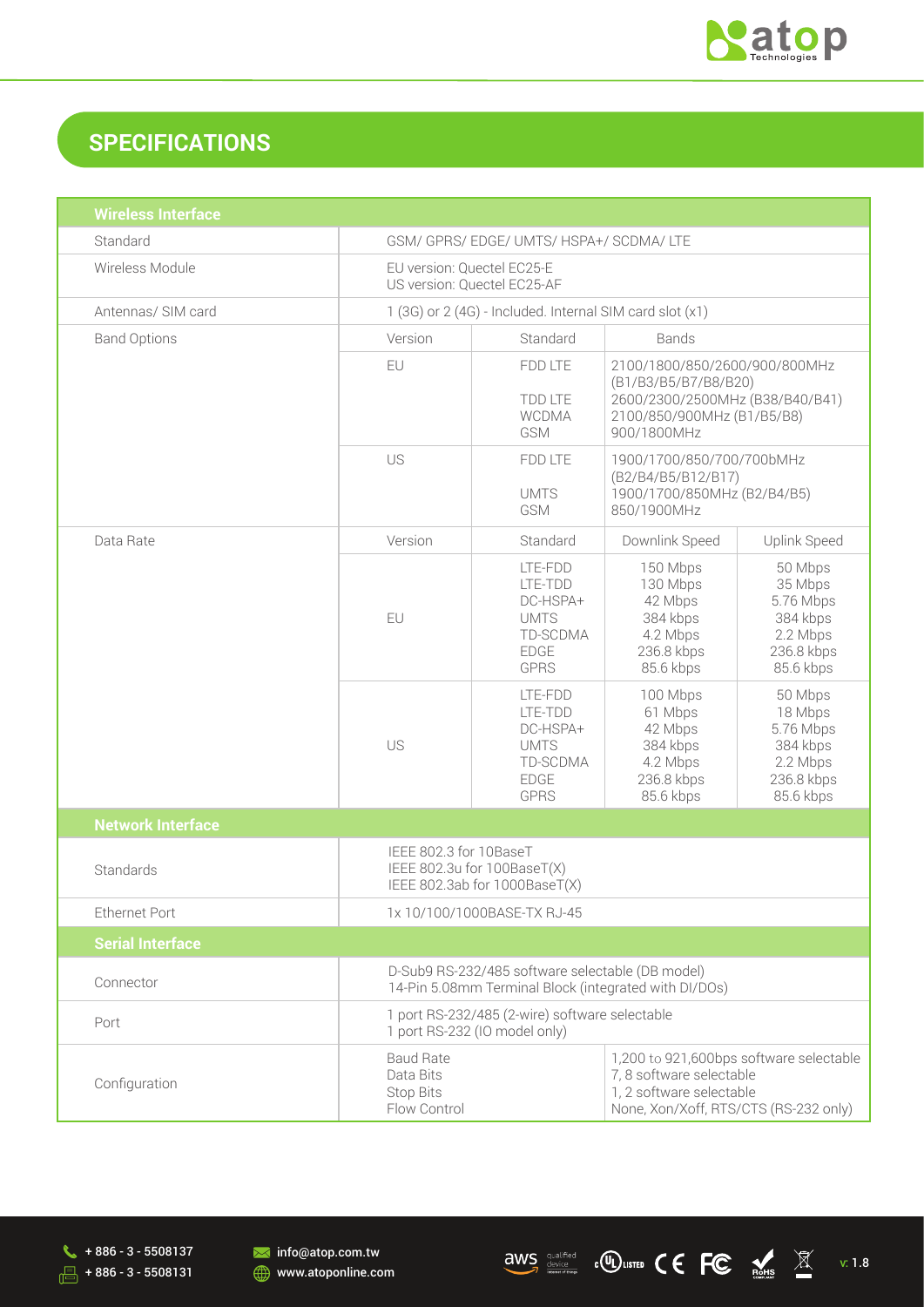## SPECIFICATIONS

| Wireless Interface | | | | |
|---|---|---|---|---|
| Standard | GSM/ GPRS/ EDGE/ UMTS/ HSPA+/ SCDMA/ LTE | | | |
| Wireless Module | EU version: Quectel EC25-E<br>US version: Quectel EC25-AF | | | |
| Antennas/ SIM card | 1 (3G) or 2 (4G) - Included. Internal SIM card slot (x1) | | | |
| Band Options | Version | Standard | Bands | |
| | EU | FDD LTE<br><br>TDD LTE<br>WCDMA<br>GSM | 2100/1800/850/2600/900/800MHz (B1/B3/B5/B7/B8/B20)<br>2600/2300/2500MHz (B38/B40/B41)<br>2100/850/900MHz (B1/B5/B8)<br>900/1800MHz | |
| | US | FDD LTE<br><br>UMTS<br>GSM | 1900/1700/850/700/700bMHz (B2/B4/B5/B12/B17)<br>1900/1700/850MHz (B2/B4/B5)<br>850/1900MHz | |
| Data Rate | Version | Standard | Downlink Speed | Uplink Speed |
| | EU | LTE-FDD<br>LTE-TDD<br>DC-HSPA+<br>UMTS<br>TD-SCDMA<br>EDGE<br>GPRS | 150 Mbps<br>130 Mbps<br>42 Mbps<br>384 kbps<br>4.2 Mbps<br>236.8 kbps<br>85.6 kbps | 50 Mbps<br>35 Mbps<br>5.76 Mbps<br>384 kbps<br>2.2 Mbps<br>236.8 kbps<br>85.6 kbps |
| | US | LTE-FDD<br>LTE-TDD<br>DC-HSPA+<br>UMTS<br>TD-SCDMA<br>EDGE<br>GPRS | 100 Mbps<br>61 Mbps<br>42 Mbps<br>384 kbps<br>4.2 Mbps<br>236.8 kbps<br>85.6 kbps | 50 Mbps<br>18 Mbps<br>5.76 Mbps<br>384 kbps<br>2.2 Mbps<br>236.8 kbps<br>85.6 kbps |
| **Network Interface** | | | | |
| Standards | IEEE 802.3 for 10BaseT<br>IEEE 802.3u for 100BaseT(X)<br>IEEE 802.3ab for 1000BaseT(X) | | | |
| Ethernet Port | 1x 10/100/1000BASE-TX RJ-45 | | | |
| **Serial Interface** | | | | |
| Connector | D-Sub9 RS-232/485 software selectable (DB model)<br>14-Pin 5.08mm Terminal Block (integrated with DI/DOs) | | | |
| Port | 1 port RS-232/485 (2-wire) software selectable<br>1 port RS-232 (IO model only) | | | |
| Configuration | Baud Rate<br>Data Bits<br>Stop Bits<br>Flow Control | | 1,200 to 921,600bps software selectable<br>7, 8 software selectable<br>1, 2 software selectable<br>None, Xon/Xoff, RTS/CTS (RS-232 only) | |

+ 886 - 3 - 5508137
+ 886 - 3 - 5508131
info@atop.com.tw
www.atoponline.com

v: 1.8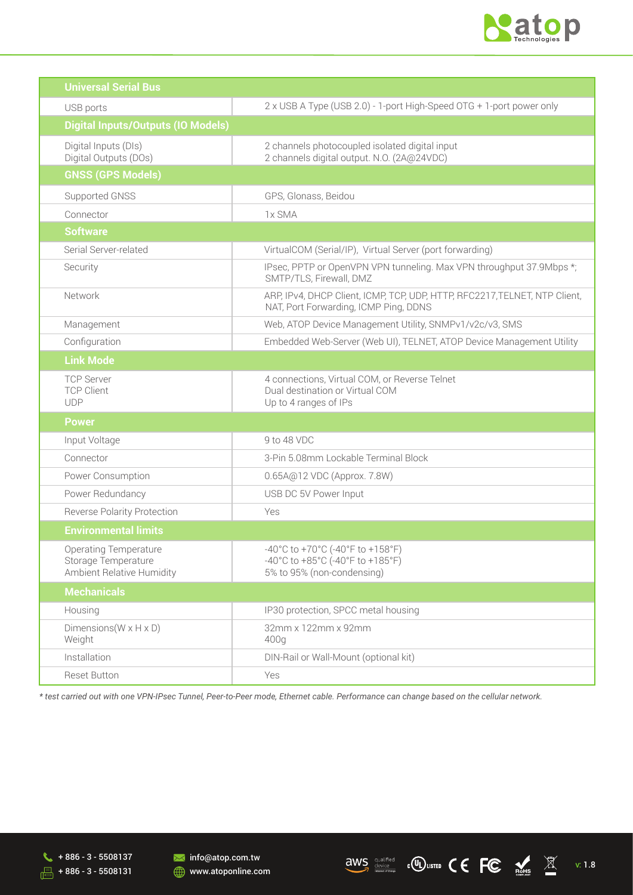| Universal Serial Bus | |
|---|---|
| USB ports | 2 x USB A Type (USB 2.0) - 1-port High-Speed OTG + 1-port power only |
| **Digital Inputs/Outputs (IO Models)** | |
| Digital Inputs (DIs)<br>Digital Outputs (DOs) | 2 channels photocoupled isolated digital input<br>2 channels digital output. N.O. (2A@24VDC) |
| **GNSS (GPS Models)** | |
| Supported GNSS | GPS, Glonass, Beidou |
| Connector | 1x SMA |
| **Software** | |
| Serial Server-related | VirtualCOM (Serial/IP), Virtual Server (port forwarding) |
| Security | IPsec, PPTP or OpenVPN VPN tunneling. Max VPN throughput 37.9Mbps *; SMTP/TLS, Firewall, DMZ |
| Network | ARP, IPv4, DHCP Client, ICMP, TCP, UDP, HTTP, RFC2217,TELNET, NTP Client, NAT, Port Forwarding, ICMP Ping, DDNS |
| Management | Web, ATOP Device Management Utility, SNMPv1/v2c/v3, SMS |
| Configuration | Embedded Web-Server (Web UI), TELNET, ATOP Device Management Utility |
| **Link Mode** | |
| TCP Server<br>TCP Client<br>UDP | 4 connections, Virtual COM, or Reverse Telnet<br>Dual destination or Virtual COM<br>Up to 4 ranges of IPs |
| **Power** | |
| Input Voltage | 9 to 48 VDC |
| Connector | 3-Pin 5.08mm Lockable Terminal Block |
| Power Consumption | 0.65A@12 VDC (Approx. 7.8W) |
| Power Redundancy | USB DC 5V Power Input |
| Reverse Polarity Protection | Yes |
| **Environmental limits** | |
| Operating Temperature<br>Storage Temperature<br>Ambient Relative Humidity | -40°C to +70°C (-40°F to +158°F)<br>-40°C to +85°C (-40°F to +185°F)<br>5% to 95% (non-condensing) |
| **Mechanicals** | |
| Housing | IP30 protection, SPCC metal housing |
| Dimensions(W x H x D)<br>Weight | 32mm x 122mm x 92mm<br>400g |
| Installation | DIN-Rail or Wall-Mount (optional kit) |
| Reset Button | Yes |

*\* test carried out with one VPN-IPsec Tunnel, Peer-to-Peer mode, Ethernet cable. Performance can change based on the cellular network.*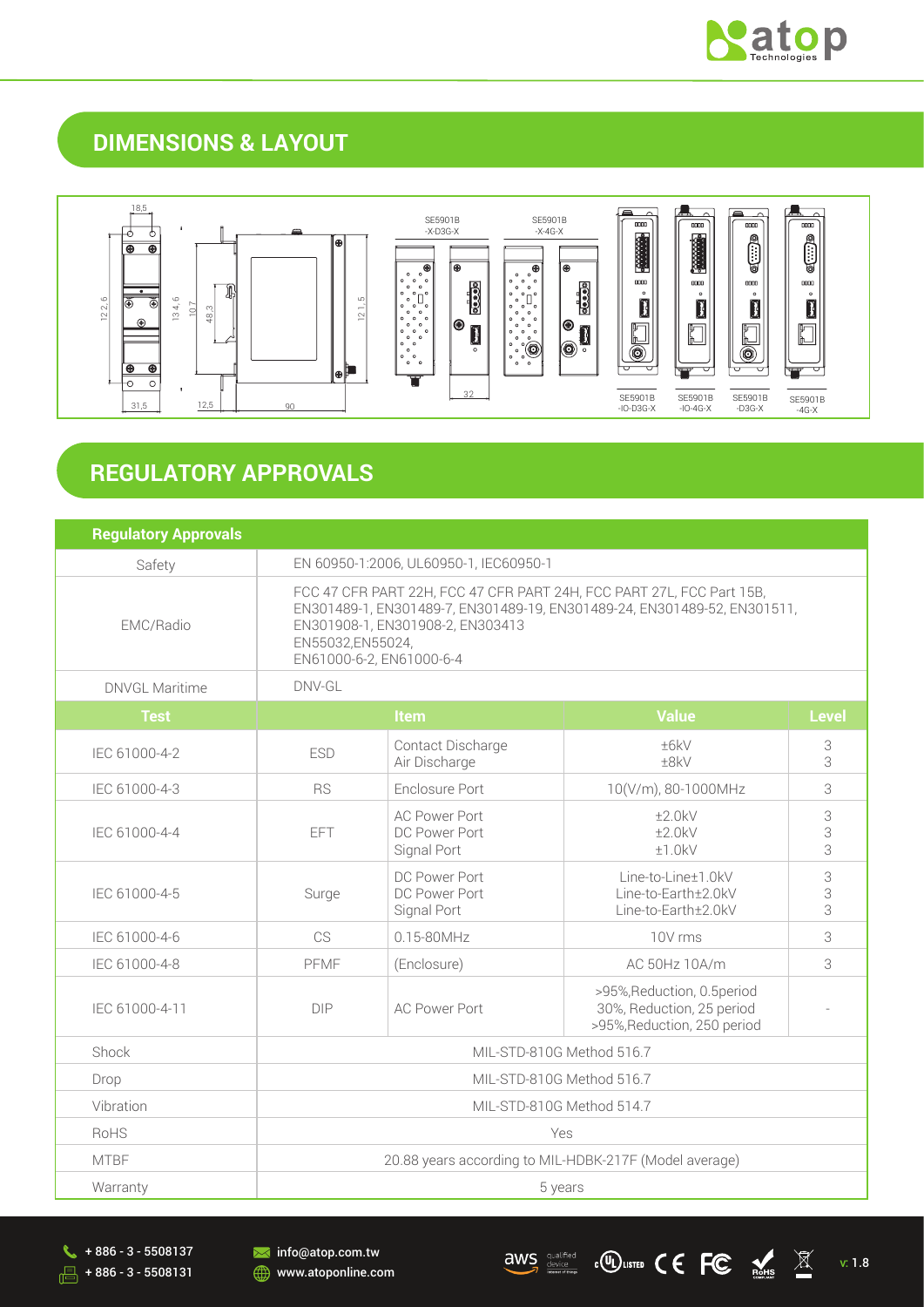## DIMENSIONS & LAYOUT

18,5

122,6

134,6

107

48,3

121,5

31,5

12,5

90

SE5901B -X-D3G-X

SE5901B -X-4G-X

32

SE5901B -IO-D3G-X

SE5901B -IO-4G-X

SE5901B -D3G-X

SE5901B -4G-X

## REGULATORY APPROVALS

| Regulatory Approvals | | | | |
|---|---|---|---|---|
| Safety | EN 60950-1:2006, UL60950-1, IEC60950-1 | | | |
| EMC/Radio | FCC 47 CFR PART 22H, FCC 47 CFR PART 24H, FCC PART 27L, FCC Part 15B, EN301489-1, EN301489-7, EN301489-19, EN301489-24, EN301489-52, EN301511, EN301908-1, EN301908-2, EN303413 EN55032,EN55024, EN61000-6-2, EN61000-6-4 | | | |
| DNVGL Maritime | DNV-GL | | | |
| **Test** | **Item** | | **Value** | **Level** |
| IEC 61000-4-2 | ESD | Contact Discharge<br>Air Discharge | ±6kV<br>±8kV | 3<br>3 |
| IEC 61000-4-3 | RS | Enclosure Port | 10(V/m), 80-1000MHz | 3 |
| IEC 61000-4-4 | EFT | AC Power Port<br>DC Power Port<br>Signal Port | ±2.0kV<br>±2.0kV<br>±1.0kV | 3<br>3<br>3 |
| IEC 61000-4-5 | Surge | DC Power Port<br>DC Power Port<br>Signal Port | Line-to-Line±1.0kV<br>Line-to-Earth±2.0kV<br>Line-to-Earth±2.0kV | 3<br>3<br>3 |
| IEC 61000-4-6 | CS | 0.15-80MHz | 10V rms | 3 |
| IEC 61000-4-8 | PFMF | (Enclosure) | AC 50Hz 10A/m | 3 |
| IEC 61000-4-11 | DIP | AC Power Port | >95%,Reduction, 0.5period<br>30%, Reduction, 25 period<br>>95%,Reduction, 250 period | - |
| Shock | MIL-STD-810G Method 516.7 | | | |
| Drop | MIL-STD-810G Method 516.7 | | | |
| Vibration | MIL-STD-810G Method 514.7 | | | |
| RoHS | Yes | | | |
| MTBF | 20.88 years according to MIL-HDBK-217F (Model average) | | | |
| Warranty | 5 years | | | |

+ 886 - 3 - 5508137
+ 886 - 3 - 5508131
info@atop.com.tw
www.atoponline.com

v: 1.8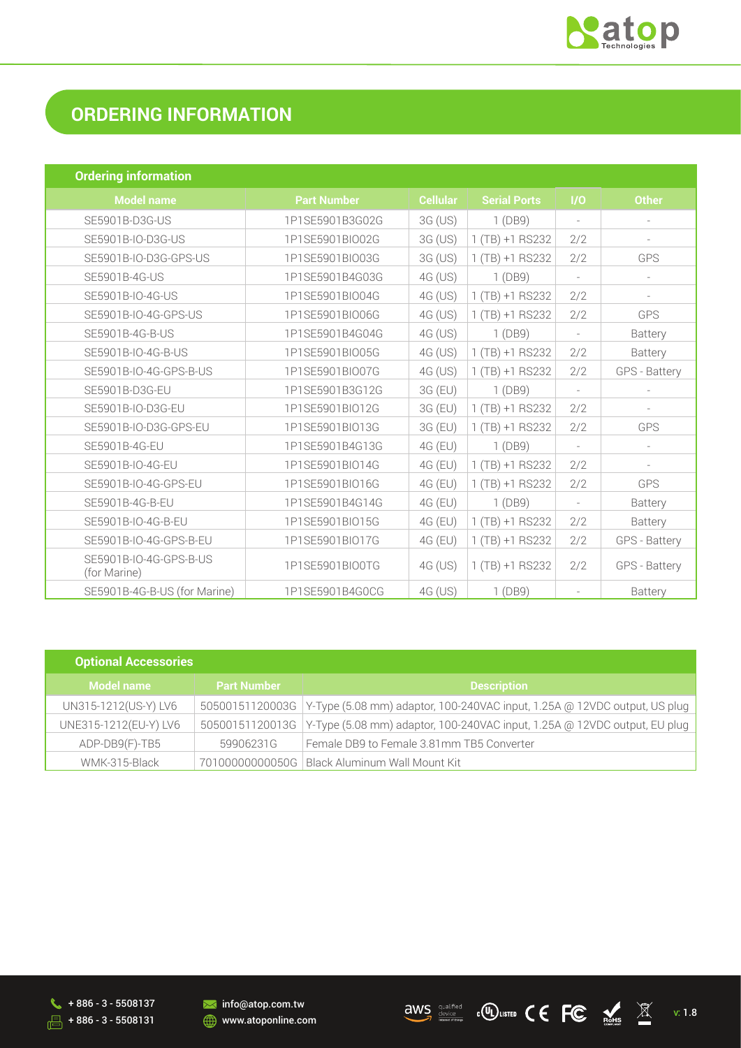# ORDERING INFORMATION

## Ordering information

| Model name | Part Number | Cellular | Serial Ports | I/O | Other |
|---|---|---|---|---|---|
| SE5901B-D3G-US | 1P1SE5901B3G02G | 3G (US) | 1 (DB9) | - | - |
| SE5901B-IO-D3G-US | 1P1SE5901BIO02G | 3G (US) | 1 (TB) +1 RS232 | 2/2 | - |
| SE5901B-IO-D3G-GPS-US | 1P1SE5901BIO03G | 3G (US) | 1 (TB) +1 RS232 | 2/2 | GPS |
| SE5901B-4G-US | 1P1SE5901B4G03G | 4G (US) | 1 (DB9) | - | - |
| SE5901B-IO-4G-US | 1P1SE5901BIO04G | 4G (US) | 1 (TB) +1 RS232 | 2/2 | - |
| SE5901B-IO-4G-GPS-US | 1P1SE5901BIO06G | 4G (US) | 1 (TB) +1 RS232 | 2/2 | GPS |
| SE5901B-4G-B-US | 1P1SE5901B4G04G | 4G (US) | 1 (DB9) | - | Battery |
| SE5901B-IO-4G-B-US | 1P1SE5901BIO05G | 4G (US) | 1 (TB) +1 RS232 | 2/2 | Battery |
| SE5901B-IO-4G-GPS-B-US | 1P1SE5901BIO07G | 4G (US) | 1 (TB) +1 RS232 | 2/2 | GPS - Battery |
| SE5901B-D3G-EU | 1P1SE5901B3G12G | 3G (EU) | 1 (DB9) | - | - |
| SE5901B-IO-D3G-EU | 1P1SE5901BIO12G | 3G (EU) | 1 (TB) +1 RS232 | 2/2 | - |
| SE5901B-IO-D3G-GPS-EU | 1P1SE5901BIO13G | 3G (EU) | 1 (TB) +1 RS232 | 2/2 | GPS |
| SE5901B-4G-EU | 1P1SE5901B4G13G | 4G (EU) | 1 (DB9) | - | - |
| SE5901B-IO-4G-EU | 1P1SE5901BIO14G | 4G (EU) | 1 (TB) +1 RS232 | 2/2 | - |
| SE5901B-IO-4G-GPS-EU | 1P1SE5901BIO16G | 4G (EU) | 1 (TB) +1 RS232 | 2/2 | GPS |
| SE5901B-4G-B-EU | 1P1SE5901B4G14G | 4G (EU) | 1 (DB9) | - | Battery |
| SE5901B-IO-4G-B-EU | 1P1SE5901BIO15G | 4G (EU) | 1 (TB) +1 RS232 | 2/2 | Battery |
| SE5901B-IO-4G-GPS-B-EU | 1P1SE5901BIO17G | 4G (EU) | 1 (TB) +1 RS232 | 2/2 | GPS - Battery |
| SE5901B-IO-4G-GPS-B-US (for Marine) | 1P1SE5901BIO0TG | 4G (US) | 1 (TB) +1 RS232 | 2/2 | GPS - Battery |
| SE5901B-4G-B-US (for Marine) | 1P1SE5901B4G0CG | 4G (US) | 1 (DB9) | - | Battery |

## Optional Accessories

| Model name | Part Number | Description |
|---|---|---|
| UN315-1212(US-Y) LV6 | 50500151120003G | Y-Type (5.08 mm) adaptor, 100-240VAC input, 1.25A @ 12VDC output, US plug |
| UNE315-1212(EU-Y) LV6 | 50500151120013G | Y-Type (5.08 mm) adaptor, 100-240VAC input, 1.25A @ 12VDC output, EU plug |
| ADP-DB9(F)-TB5 | 59906231G | Female DB9 to Female 3.81mm TB5 Converter |
| WMK-315-Black | 70100000000050G | Black Aluminum Wall Mount Kit |

+ 886 - 3 - 5508137
+ 886 - 3 - 5508131
info@atop.com.tw
www.atoponline.com
v: 1.8